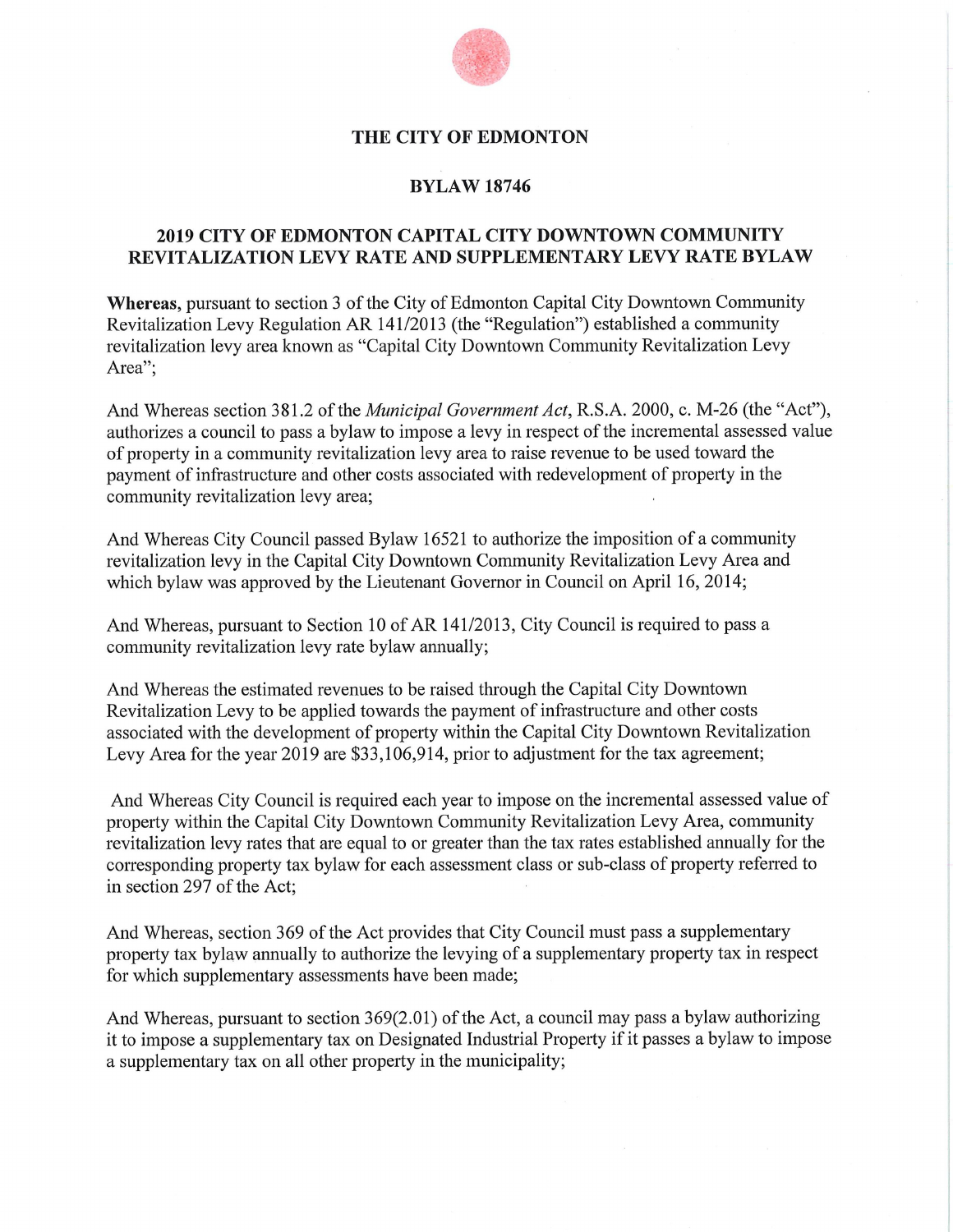# THE CITY OF EDMONTON

## BYLAW 18746

## 2019 CITY OF EDMONTON CAPITAL CITY DOWNTOWN COMMUNITY REVITALIZATION LEVY RATE AND SUPPLEMENTARY LEVY RATE BYLAW

**Whereas,** pursuant to section 3 of the City of Edmonton Capital City Downtown Community Revitalization Levy Regulation AR 141/2013 (the "Regulation") established a community revitalization levy area known as "Capital City Downtown Community Revitalization Levy Area";

And Whereas section 381.2 of the *Municipal Government Act*, R.S.A. 2000, c. M-26 (the "Act"), authorizes a council to pass a bylaw to impose a levy in respect of the incremental assessed value of property in a community revitalization levy area to raise revenue to be used toward the payment of infrastructure and other costs associated with redevelopment of property in the community revitalization levy area;

And Whereas City Council passed Bylaw 16521 to authorize the imposition of a community revitalization levy in the Capital City Downtown Community Revitalization Levy Area and which bylaw was approved by the Lieutenant Governor in Council on April 16, 2014;

And Whereas, pursuant to Section 10 of AR 141/2013, City Council is required to pass a community revitalization levy rate bylaw annually;

And Whereas the estimated revenues to be raised through the Capital City Downtown Revitalization Levy to be applied towards the payment of infrastructure and other costs associated with the development of property within the Capital City Downtown Revitalization Levy Area for the year 2019 are $33,106,914, prior to adjustment for the tax agreement;

And Whereas City Council is required each year to impose on the incremental assessed value of property within the Capital City Downtown Community Revitalization Levy Area, community revitalization levy rates that are equal to or greater than the tax rates established annually for the corresponding property tax bylaw for each assessment class or sub-class of property referred to in section 297 of the Act;

And Whereas, section 369 of the Act provides that City Council must pass a supplementary property tax bylaw annually to authorize the levying of a supplementary property tax in respect for which supplementary assessments have been made;

And Whereas, pursuant to section 369(2.01) of the Act, a council may pass a bylaw authorizing it to impose a supplementary tax on Designated Industrial Property if it passes a bylaw to impose a supplementary tax on all other property in the municipality;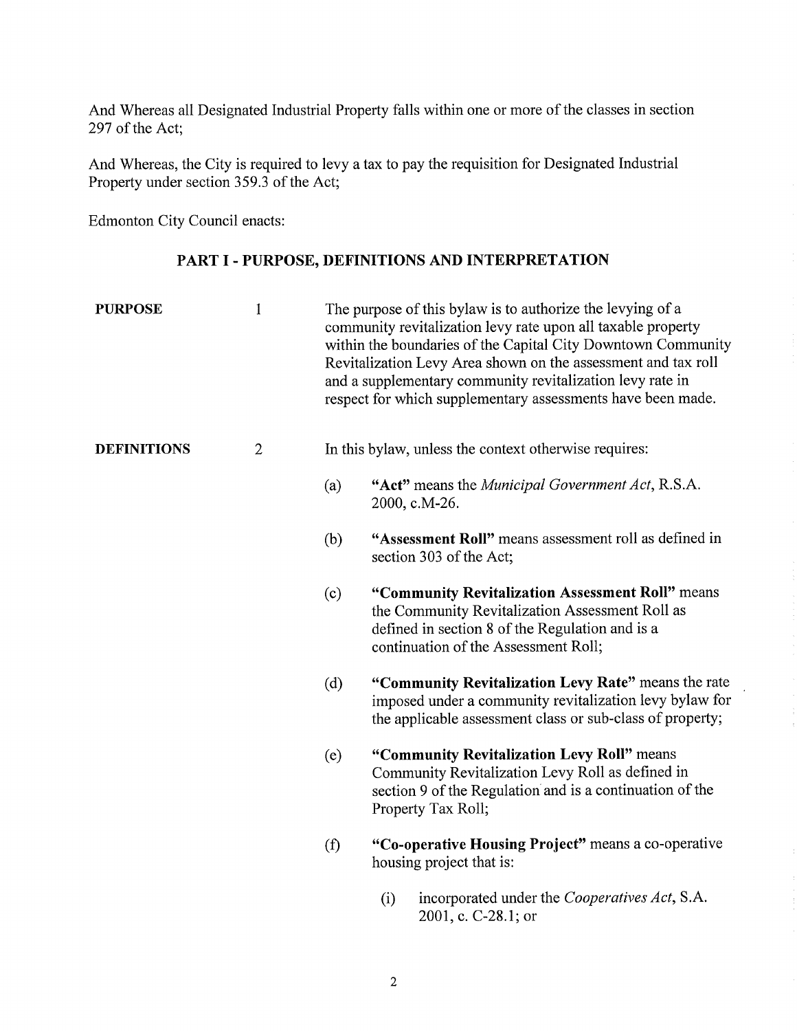And Whereas all Designated Industrial Property falls within one or more of the classes in section 297 of the Act;

And Whereas, the City is required to levy a tax to pay the requisition for Designated Industrial Property under section 359.3 of the Act;

Edmonton City Council enacts:

## PART I - PURPOSE, DEFINITIONS AND INTERPRETATION

**PURPOSE** 1 The purpose of this bylaw is to authorize the levying of a community revitalization levy rate upon all taxable property within the boundaries of the Capital City Downtown Community Revitalization Levy Area shown on the assessment and tax roll and a supplementary community revitalization levy rate in respect for which supplementary assessments have been made.

**DEFINITIONS** 2 In this bylaw, unless the context otherwise requires:

(a) **"Act"** means the *Municipal Government Act*, R.S.A. 2000, c.M-26.

(b) **"Assessment Roll"** means assessment roll as defined in section 303 of the Act;

(c) **"Community Revitalization Assessment Roll"** means the Community Revitalization Assessment Roll as defined in section 8 of the Regulation and is a continuation of the Assessment Roll;

(d) **"Community Revitalization Levy Rate"** means the rate imposed under a community revitalization levy bylaw for the applicable assessment class or sub-class of property;

(e) **"Community Revitalization Levy Roll"** means Community Revitalization Levy Roll as defined in section 9 of the Regulation and is a continuation of the Property Tax Roll;

(f) **"Co-operative Housing Project"** means a co-operative housing project that is:

(i) incorporated under the *Cooperatives Act*, S.A. 2001, c. C-28.1; or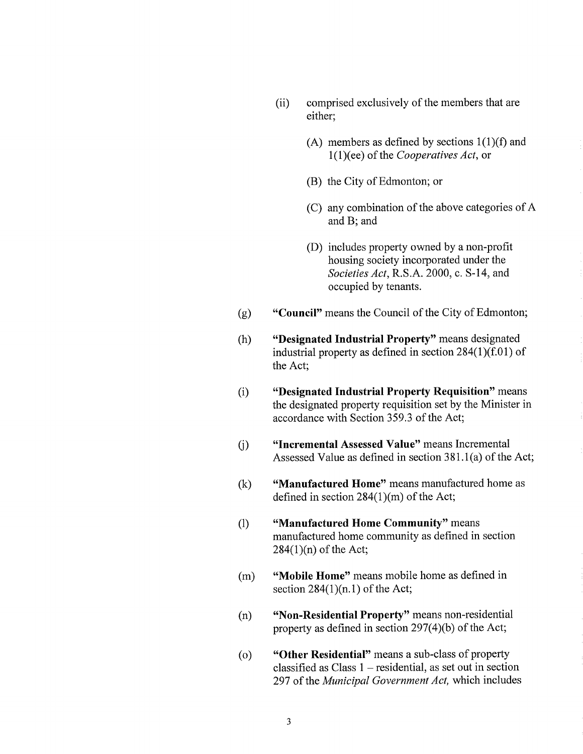(ii) comprised exclusively of the members that are either;

(A) members as defined by sections 1(1)(f) and 1(1)(ee) of the *Cooperatives Act*, or

(B) the City of Edmonton; or

(C) any combination of the above categories of A and B; and

(D) includes property owned by a non-profit housing society incorporated under the *Societies Act*, R.S.A. 2000, c. S-14, and occupied by tenants.

(g) **"Council"** means the Council of the City of Edmonton;

(h) **"Designated Industrial Property"** means designated industrial property as defined in section 284(1)(f.01) of the Act;

(i) **"Designated Industrial Property Requisition"** means the designated property requisition set by the Minister in accordance with Section 359.3 of the Act;

(j) **"Incremental Assessed Value"** means Incremental Assessed Value as defined in section 381.1(a) of the Act;

(k) **"Manufactured Home"** means manufactured home as defined in section 284(1)(m) of the Act;

(l) **"Manufactured Home Community"** means manufactured home community as defined in section 284(1)(n) of the Act;

(m) **"Mobile Home"** means mobile home as defined in section 284(1)(n.1) of the Act;

(n) **"Non-Residential Property"** means non-residential property as defined in section 297(4)(b) of the Act;

(o) **"Other Residential"** means a sub-class of property classified as Class 1 – residential, as set out in section 297 of the *Municipal Government Act,* which includes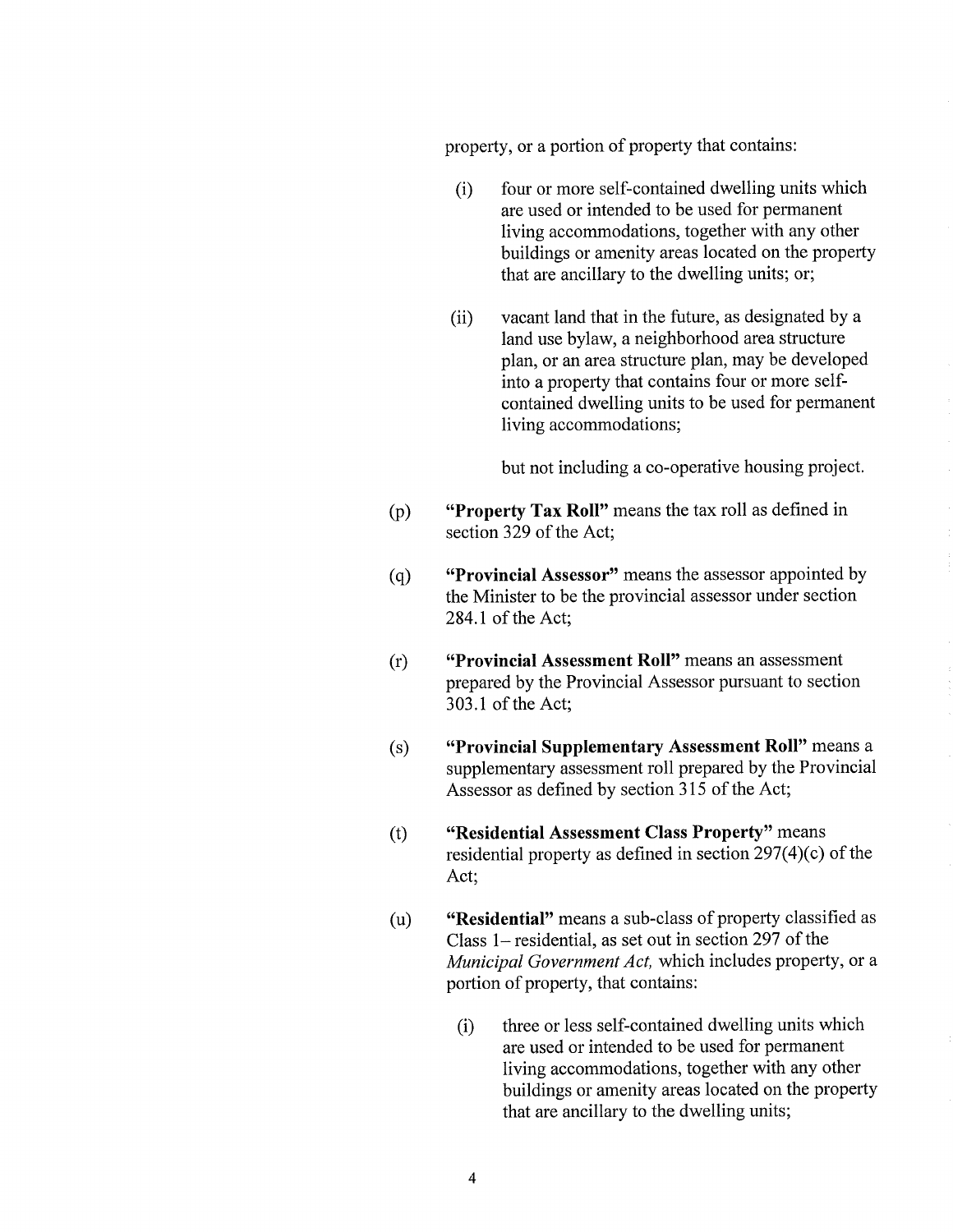property, or a portion of property that contains:

- (i) four or more self-contained dwelling units which are used or intended to be used for permanent living accommodations, together with any other buildings or amenity areas located on the property that are ancillary to the dwelling units; or;

- (ii) vacant land that in the future, as designated by a land use bylaw, a neighborhood area structure plan, or an area structure plan, may be developed into a property that contains four or more self-contained dwelling units to be used for permanent living accommodations;

  but not including a co-operative housing project.

(p) **"Property Tax Roll"** means the tax roll as defined in section 329 of the Act;

(q) **"Provincial Assessor"** means the assessor appointed by the Minister to be the provincial assessor under section 284.1 of the Act;

(r) **"Provincial Assessment Roll"** means an assessment prepared by the Provincial Assessor pursuant to section 303.1 of the Act;

(s) **"Provincial Supplementary Assessment Roll"** means a supplementary assessment roll prepared by the Provincial Assessor as defined by section 315 of the Act;

(t) **"Residential Assessment Class Property"** means residential property as defined in section 297(4)(c) of the Act;

(u) **"Residential"** means a sub-class of property classified as Class 1– residential, as set out in section 297 of the *Municipal Government Act,* which includes property, or a portion of property, that contains:

- (i) three or less self-contained dwelling units which are used or intended to be used for permanent living accommodations, together with any other buildings or amenity areas located on the property that are ancillary to the dwelling units;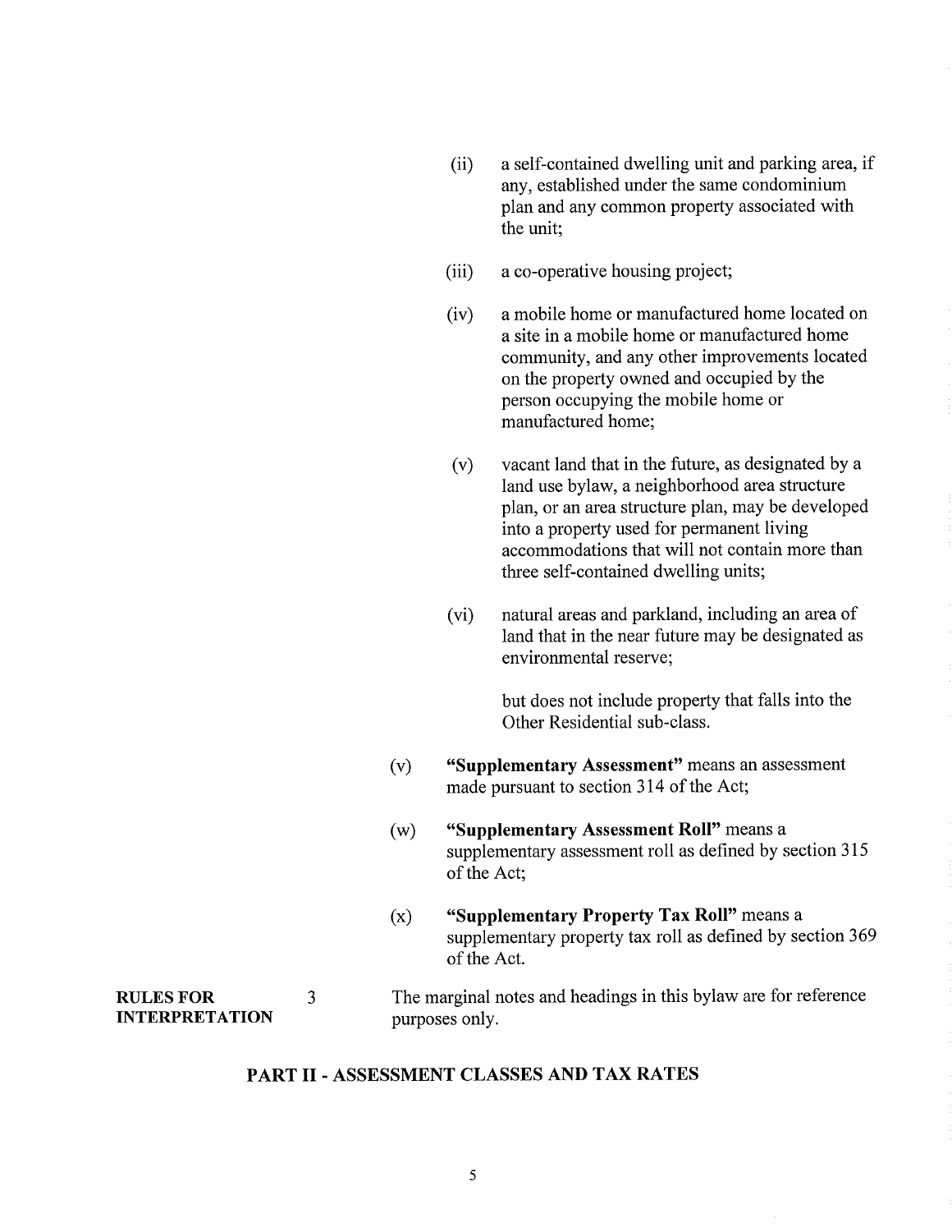(ii) a self-contained dwelling unit and parking area, if any, established under the same condominium plan and any common property associated with the unit;

(iii) a co-operative housing project;

(iv) a mobile home or manufactured home located on a site in a mobile home or manufactured home community, and any other improvements located on the property owned and occupied by the person occupying the mobile home or manufactured home;

(v) vacant land that in the future, as designated by a land use bylaw, a neighborhood area structure plan, or an area structure plan, may be developed into a property used for permanent living accommodations that will not contain more than three self-contained dwelling units;

(vi) natural areas and parkland, including an area of land that in the near future may be designated as environmental reserve;

but does not include property that falls into the Other Residential sub-class.

(v) **"Supplementary Assessment"** means an assessment made pursuant to section 314 of the Act;

(w) **"Supplementary Assessment Roll"** means a supplementary assessment roll as defined by section 315 of the Act;

(x) **"Supplementary Property Tax Roll"** means a supplementary property tax roll as defined by section 369 of the Act.

**RULES FOR INTERPRETATION**

3 The marginal notes and headings in this bylaw are for reference purposes only.

## PART II - ASSESSMENT CLASSES AND TAX RATES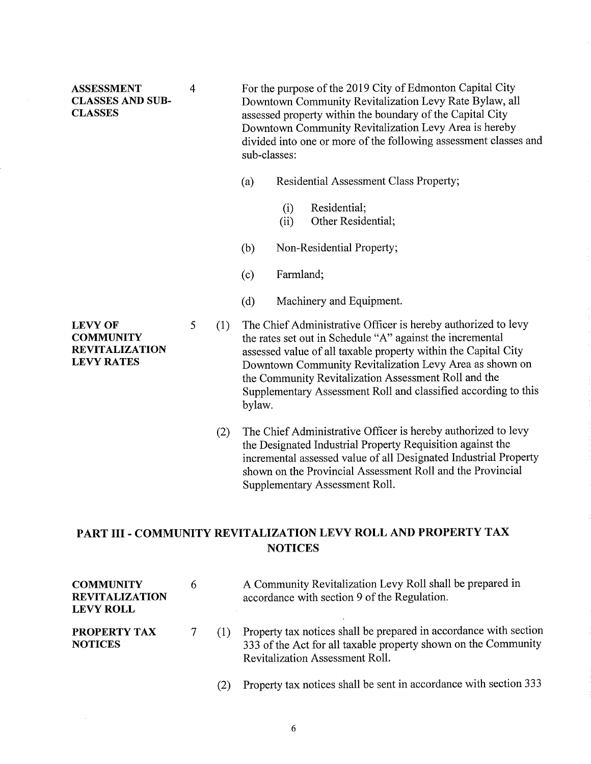**ASSESSMENT CLASSES AND SUB-CLASSES**

4 For the purpose of the 2019 City of Edmonton Capital City Downtown Community Revitalization Levy Rate Bylaw, all assessed property within the boundary of the Capital City Downtown Community Revitalization Levy Area is hereby divided into one or more of the following assessment classes and sub-classes:

(a) Residential Assessment Class Property;

(i) Residential;
(ii) Other Residential;

(b) Non-Residential Property;

(c) Farmland;

(d) Machinery and Equipment.

**LEVY OF COMMUNITY REVITALIZATION LEVY RATES**

5 (1) The Chief Administrative Officer is hereby authorized to levy the rates set out in Schedule "A" against the incremental assessed value of all taxable property within the Capital City Downtown Community Revitalization Levy Area as shown on the Community Revitalization Assessment Roll and the Supplementary Assessment Roll and classified according to this bylaw.

(2) The Chief Administrative Officer is hereby authorized to levy the Designated Industrial Property Requisition against the incremental assessed value of all Designated Industrial Property shown on the Provincial Assessment Roll and the Provincial Supplementary Assessment Roll.

## PART III - COMMUNITY REVITALIZATION LEVY ROLL AND PROPERTY TAX NOTICES

**COMMUNITY REVITALIZATION LEVY ROLL**

6 A Community Revitalization Levy Roll shall be prepared in accordance with section 9 of the Regulation.

**PROPERTY TAX NOTICES**

7 (1) Property tax notices shall be prepared in accordance with section 333 of the Act for all taxable property shown on the Community Revitalization Assessment Roll.

(2) Property tax notices shall be sent in accordance with section 333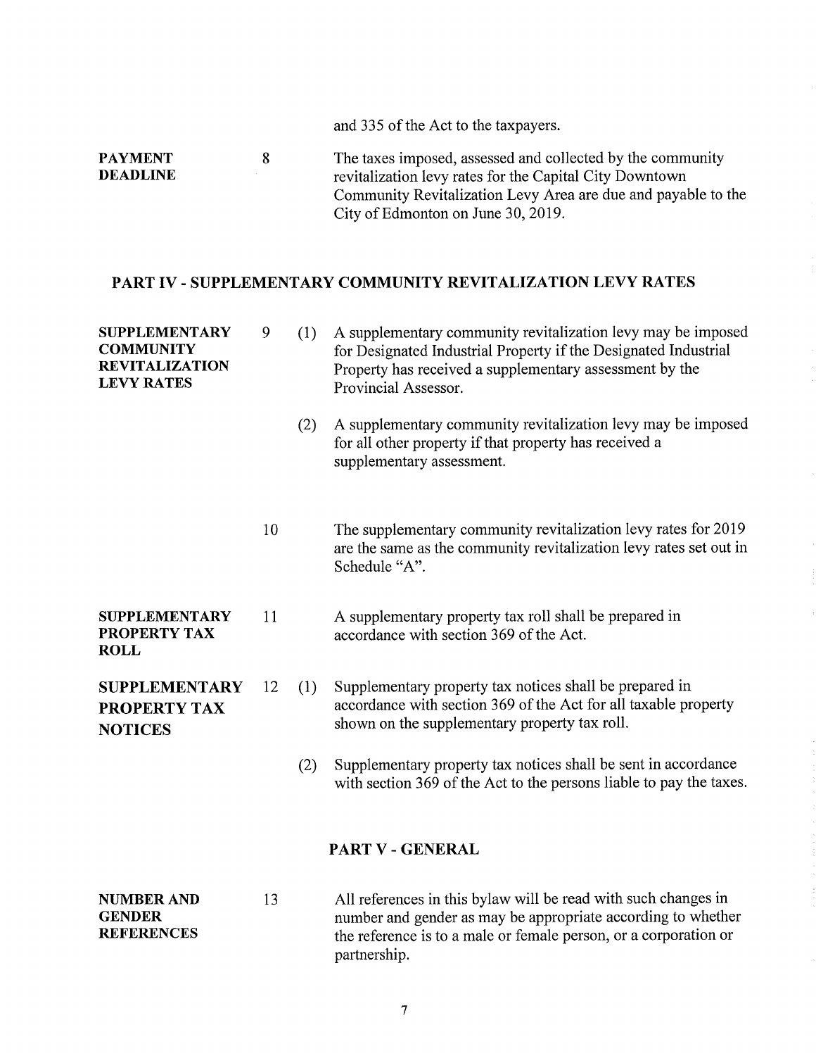and 335 of the Act to the taxpayers.

**PAYMENT DEADLINE**

8 The taxes imposed, assessed and collected by the community revitalization levy rates for the Capital City Downtown Community Revitalization Levy Area are due and payable to the City of Edmonton on June 30, 2019.

## PART IV - SUPPLEMENTARY COMMUNITY REVITALIZATION LEVY RATES

**SUPPLEMENTARY COMMUNITY REVITALIZATION LEVY RATES**

9 (1) A supplementary community revitalization levy may be imposed for Designated Industrial Property if the Designated Industrial Property has received a supplementary assessment by the Provincial Assessor.

(2) A supplementary community revitalization levy may be imposed for all other property if that property has received a supplementary assessment.

10 The supplementary community revitalization levy rates for 2019 are the same as the community revitalization levy rates set out in Schedule "A".

**SUPPLEMENTARY PROPERTY TAX ROLL**

11 A supplementary property tax roll shall be prepared in accordance with section 369 of the Act.

**SUPPLEMENTARY PROPERTY TAX NOTICES**

12 (1) Supplementary property tax notices shall be prepared in accordance with section 369 of the Act for all taxable property shown on the supplementary property tax roll.

(2) Supplementary property tax notices shall be sent in accordance with section 369 of the Act to the persons liable to pay the taxes.

## PART V - GENERAL

**NUMBER AND GENDER REFERENCES**

13 All references in this bylaw will be read with such changes in number and gender as may be appropriate according to whether the reference is to a male or female person, or a corporation or partnership.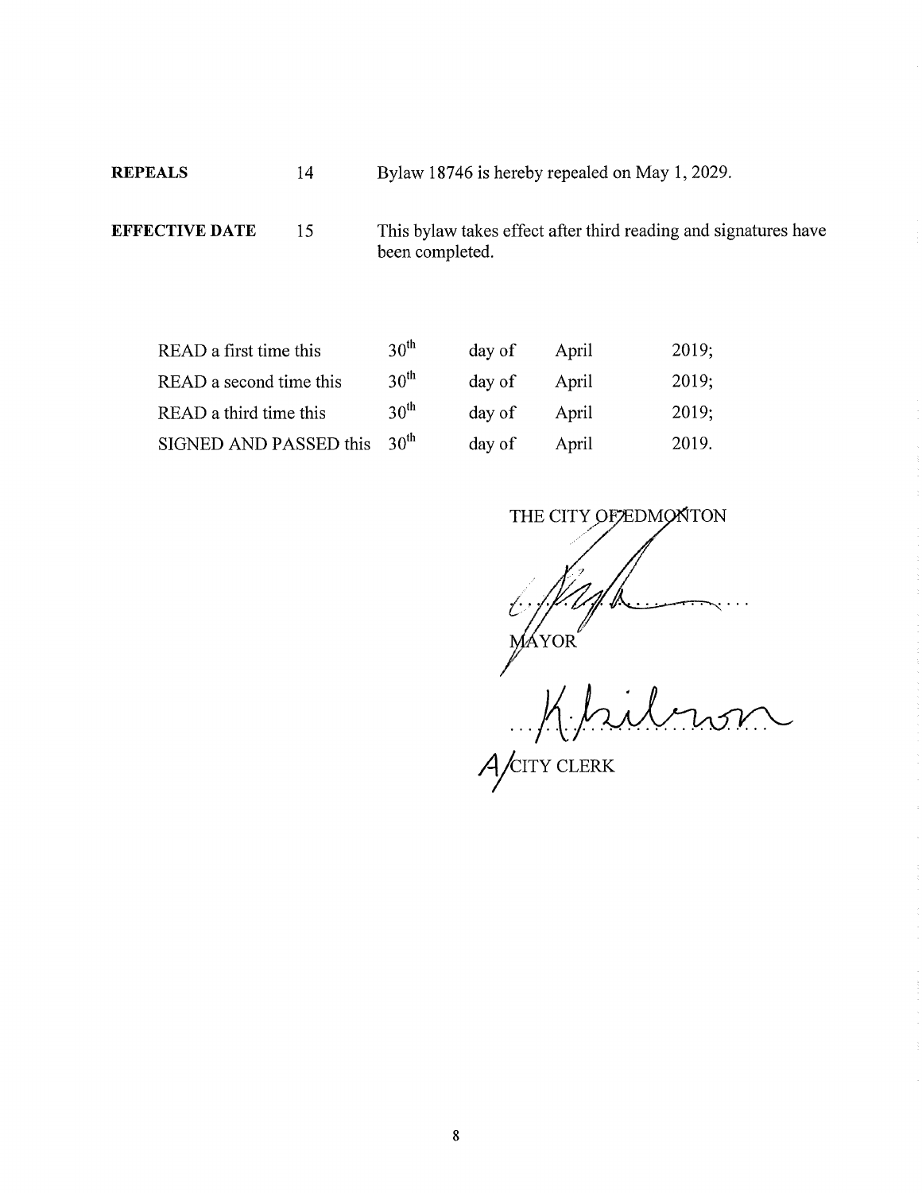| | | |
|---|---|---|
| **REPEALS** | 14 | Bylaw 18746 is hereby repealed on May 1, 2029. |
| **EFFECTIVE DATE** | 15 | This bylaw takes effect after third reading and signatures have been completed. |

| | | | | |
|---|---|---|---|---|
| READ a first time this | 30th | day of | April | 2019; |
| READ a second time this | 30th | day of | April | 2019; |
| READ a third time this | 30th | day of | April | 2019; |
| SIGNED AND PASSED this | 30th | day of | April | 2019. |

THE CITY OF EDMONTON

MAYOR

A/CITY CLERK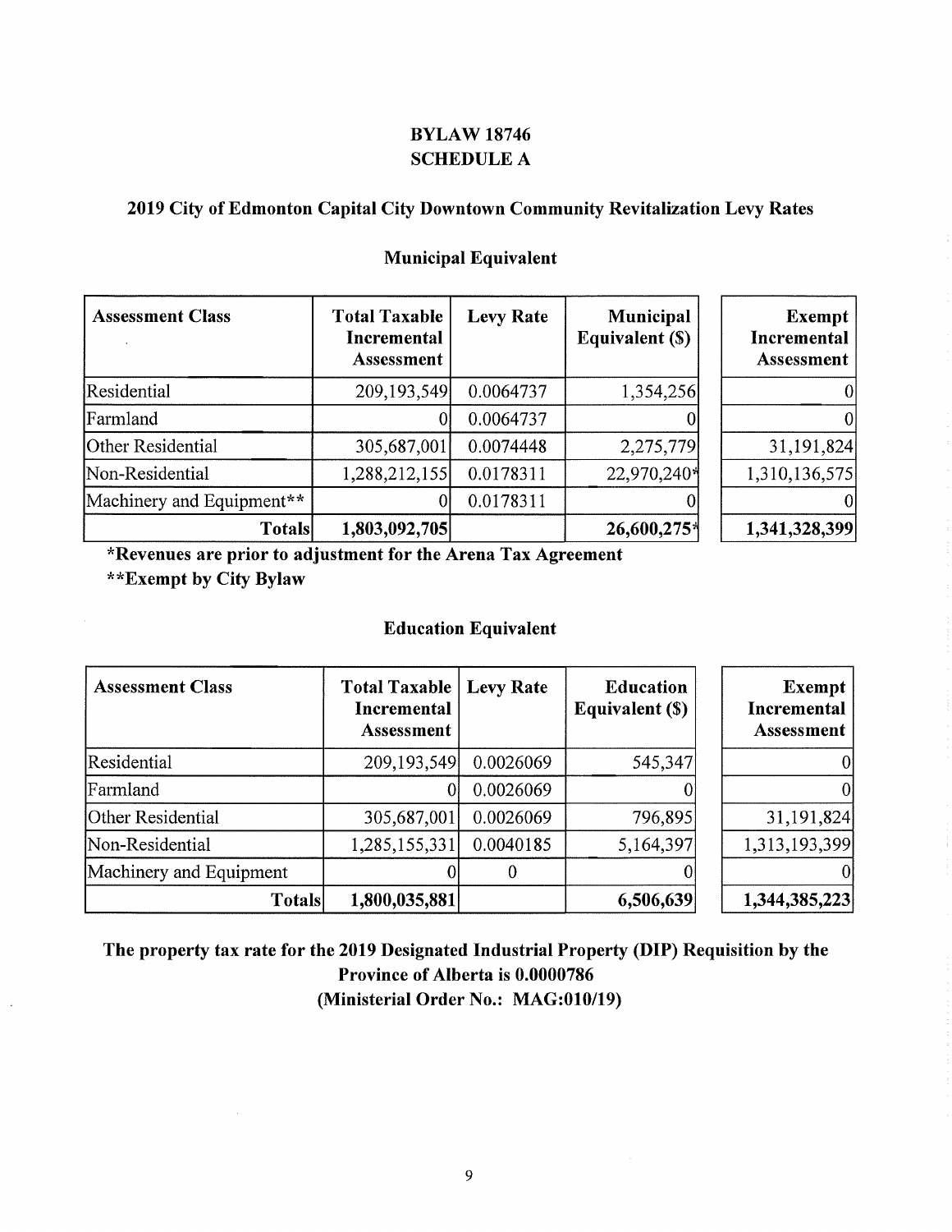# BYLAW 18746
# SCHEDULE A

## 2019 City of Edmonton Capital City Downtown Community Revitalization Levy Rates

### Municipal Equivalent

| Assessment Class | Total Taxable Incremental Assessment | Levy Rate | Municipal Equivalent ($) | Exempt Incremental Assessment |
|---|---|---|---|---|
| Residential | 209,193,549 | 0.0064737 | 1,354,256 | 0 |
| Farmland | 0 | 0.0064737 | 0 | 0 |
| Other Residential | 305,687,001 | 0.0074448 | 2,275,779 | 31,191,824 |
| Non-Residential | 1,288,212,155 | 0.0178311 | 22,970,240* | 1,310,136,575 |
| Machinery and Equipment** | 0 | 0.0178311 | 0 | 0 |
| **Totals** | **1,803,092,705** | | **26,600,275*** | **1,341,328,399** |

**\*Revenues are prior to adjustment for the Arena Tax Agreement**

**\*\*Exempt by City Bylaw**

### Education Equivalent

| Assessment Class | Total Taxable Incremental Assessment | Levy Rate | Education Equivalent ($) | Exempt Incremental Assessment |
|---|---|---|---|---|
| Residential | 209,193,549 | 0.0026069 | 545,347 | 0 |
| Farmland | 0 | 0.0026069 | 0 | 0 |
| Other Residential | 305,687,001 | 0.0026069 | 796,895 | 31,191,824 |
| Non-Residential | 1,285,155,331 | 0.0040185 | 5,164,397 | 1,313,193,399 |
| Machinery and Equipment | 0 | 0 | 0 | 0 |
| **Totals** | **1,800,035,881** | | **6,506,639** | **1,344,385,223** |

**The property tax rate for the 2019 Designated Industrial Property (DIP) Requisition by the Province of Alberta is 0.0000786**
**(Ministerial Order No.: MAG:010/19)**